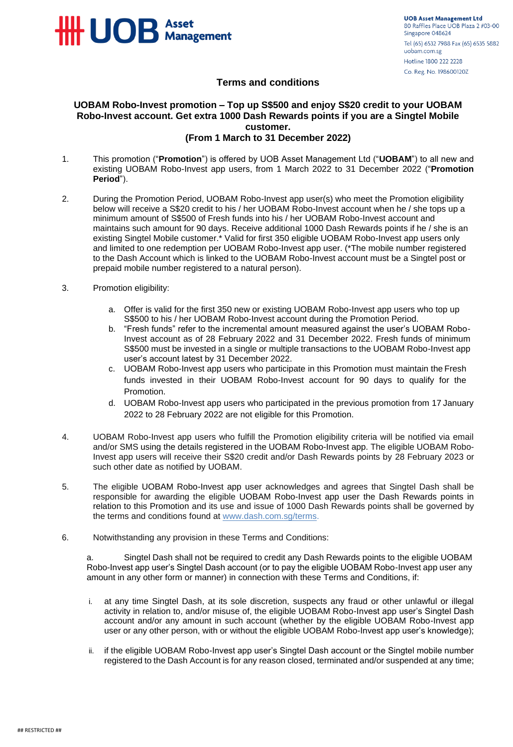UOB Asset Management Ltd
80 Raffles Place UOB Plaza 2 #03-00
Singapore 048624
Tel (65) 6532 7988 Fax (65) 6535 5882
uobam.com.sg
Hotline 1800 222 2228
Co. Reg. No. 198600120Z

# Terms and conditions

## UOBAM Robo-Invest promotion – Top up S$500 and enjoy S$20 credit to your UOBAM Robo-Invest account. Get extra 1000 Dash Rewards points if you are a Singtel Mobile customer.
## (From 1 March to 31 December 2022)

1. This promotion ("**Promotion**") is offered by UOB Asset Management Ltd ("**UOBAM**") to all new and existing UOBAM Robo-Invest app users, from 1 March 2022 to 31 December 2022 ("**Promotion Period**").

2. During the Promotion Period, UOBAM Robo-Invest app user(s) who meet the Promotion eligibility below will receive a S$20 credit to his / her UOBAM Robo-Invest account when he / she tops up a minimum amount of S$500 of Fresh funds into his / her UOBAM Robo-Invest account and maintains such amount for 90 days. Receive additional 1000 Dash Rewards points if he / she is an existing Singtel Mobile customer.* Valid for first 350 eligible UOBAM Robo-Invest app users only and limited to one redemption per UOBAM Robo-Invest app user. (*The mobile number registered to the Dash Account which is linked to the UOBAM Robo-Invest account must be a Singtel post or prepaid mobile number registered to a natural person).

3. Promotion eligibility:

   a. Offer is valid for the first 350 new or existing UOBAM Robo-Invest app users who top up S$500 to his / her UOBAM Robo-Invest account during the Promotion Period.
   b. "Fresh funds" refer to the incremental amount measured against the user's UOBAM Robo-Invest account as of 28 February 2022 and 31 December 2022. Fresh funds of minimum S$500 must be invested in a single or multiple transactions to the UOBAM Robo-Invest app user's account latest by 31 December 2022.
   c. UOBAM Robo-Invest app users who participate in this Promotion must maintain the Fresh funds invested in their UOBAM Robo-Invest account for 90 days to qualify for the Promotion.
   d. UOBAM Robo-Invest app users who participated in the previous promotion from 17 January 2022 to 28 February 2022 are not eligible for this Promotion.

4. UOBAM Robo-Invest app users who fulfill the Promotion eligibility criteria will be notified via email and/or SMS using the details registered in the UOBAM Robo-Invest app. The eligible UOBAM Robo-Invest app users will receive their S$20 credit and/or Dash Rewards points by 28 February 2023 or such other date as notified by UOBAM.

5. The eligible UOBAM Robo-Invest app user acknowledges and agrees that Singtel Dash shall be responsible for awarding the eligible UOBAM Robo-Invest app user the Dash Rewards points in relation to this Promotion and its use and issue of 1000 Dash Rewards points shall be governed by the terms and conditions found at www.dash.com.sg/terms.

6. Notwithstanding any provision in these Terms and Conditions:

   a. Singtel Dash shall not be required to credit any Dash Rewards points to the eligible UOBAM Robo-Invest app user's Singtel Dash account (or to pay the eligible UOBAM Robo-Invest app user any amount in any other form or manner) in connection with these Terms and Conditions, if:

      i. at any time Singtel Dash, at its sole discretion, suspects any fraud or other unlawful or illegal activity in relation to, and/or misuse of, the eligible UOBAM Robo-Invest app user's Singtel Dash account and/or any amount in such account (whether by the eligible UOBAM Robo-Invest app user or any other person, with or without the eligible UOBAM Robo-Invest app user's knowledge);

      ii. if the eligible UOBAM Robo-Invest app user's Singtel Dash account or the Singtel mobile number registered to the Dash Account is for any reason closed, terminated and/or suspended at any time;

## RESTRICTED ##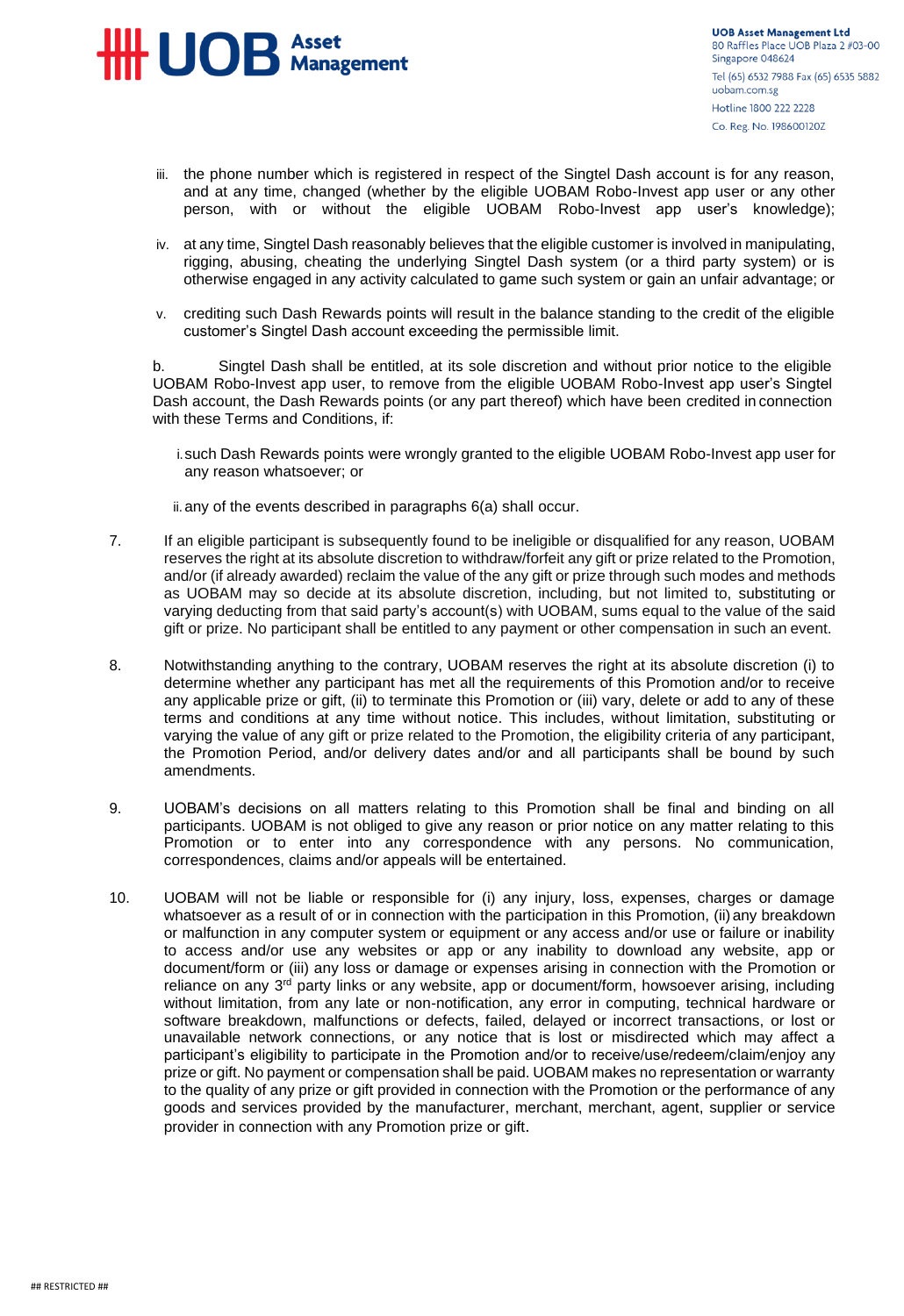iii. the phone number which is registered in respect of the Singtel Dash account is for any reason, and at any time, changed (whether by the eligible UOBAM Robo-Invest app user or any other person, with or without the eligible UOBAM Robo-Invest app user's knowledge);

iv. at any time, Singtel Dash reasonably believes that the eligible customer is involved in manipulating, rigging, abusing, cheating the underlying Singtel Dash system (or a third party system) or is otherwise engaged in any activity calculated to game such system or gain an unfair advantage; or

v. crediting such Dash Rewards points will result in the balance standing to the credit of the eligible customer's Singtel Dash account exceeding the permissible limit.

b. Singtel Dash shall be entitled, at its sole discretion and without prior notice to the eligible UOBAM Robo-Invest app user, to remove from the eligible UOBAM Robo-Invest app user's Singtel Dash account, the Dash Rewards points (or any part thereof) which have been credited in connection with these Terms and Conditions, if:

i. such Dash Rewards points were wrongly granted to the eligible UOBAM Robo-Invest app user for any reason whatsoever; or

ii. any of the events described in paragraphs 6(a) shall occur.

7. If an eligible participant is subsequently found to be ineligible or disqualified for any reason, UOBAM reserves the right at its absolute discretion to withdraw/forfeit any gift or prize related to the Promotion, and/or (if already awarded) reclaim the value of the any gift or prize through such modes and methods as UOBAM may so decide at its absolute discretion, including, but not limited to, substituting or varying deducting from that said party's account(s) with UOBAM, sums equal to the value of the said gift or prize. No participant shall be entitled to any payment or other compensation in such an event.

8. Notwithstanding anything to the contrary, UOBAM reserves the right at its absolute discretion (i) to determine whether any participant has met all the requirements of this Promotion and/or to receive any applicable prize or gift, (ii) to terminate this Promotion or (iii) vary, delete or add to any of these terms and conditions at any time without notice. This includes, without limitation, substituting or varying the value of any gift or prize related to the Promotion, the eligibility criteria of any participant, the Promotion Period, and/or delivery dates and/or and all participants shall be bound by such amendments.

9. UOBAM's decisions on all matters relating to this Promotion shall be final and binding on all participants. UOBAM is not obliged to give any reason or prior notice on any matter relating to this Promotion or to enter into any correspondence with any persons. No communication, correspondences, claims and/or appeals will be entertained.

10. UOBAM will not be liable or responsible for (i) any injury, loss, expenses, charges or damage whatsoever as a result of or in connection with the participation in this Promotion, (ii) any breakdown or malfunction in any computer system or equipment or any access and/or use or failure or inability to access and/or use any websites or app or any inability to download any website, app or document/form or (iii) any loss or damage or expenses arising in connection with the Promotion or reliance on any 3rd party links or any website, app or document/form, howsoever arising, including without limitation, from any late or non-notification, any error in computing, technical hardware or software breakdown, malfunctions or defects, failed, delayed or incorrect transactions, or lost or unavailable network connections, or any notice that is lost or misdirected which may affect a participant's eligibility to participate in the Promotion and/or to receive/use/redeem/claim/enjoy any prize or gift. No payment or compensation shall be paid. UOBAM makes no representation or warranty to the quality of any prize or gift provided in connection with the Promotion or the performance of any goods and services provided by the manufacturer, merchant, merchant, agent, supplier or service provider in connection with any Promotion prize or gift.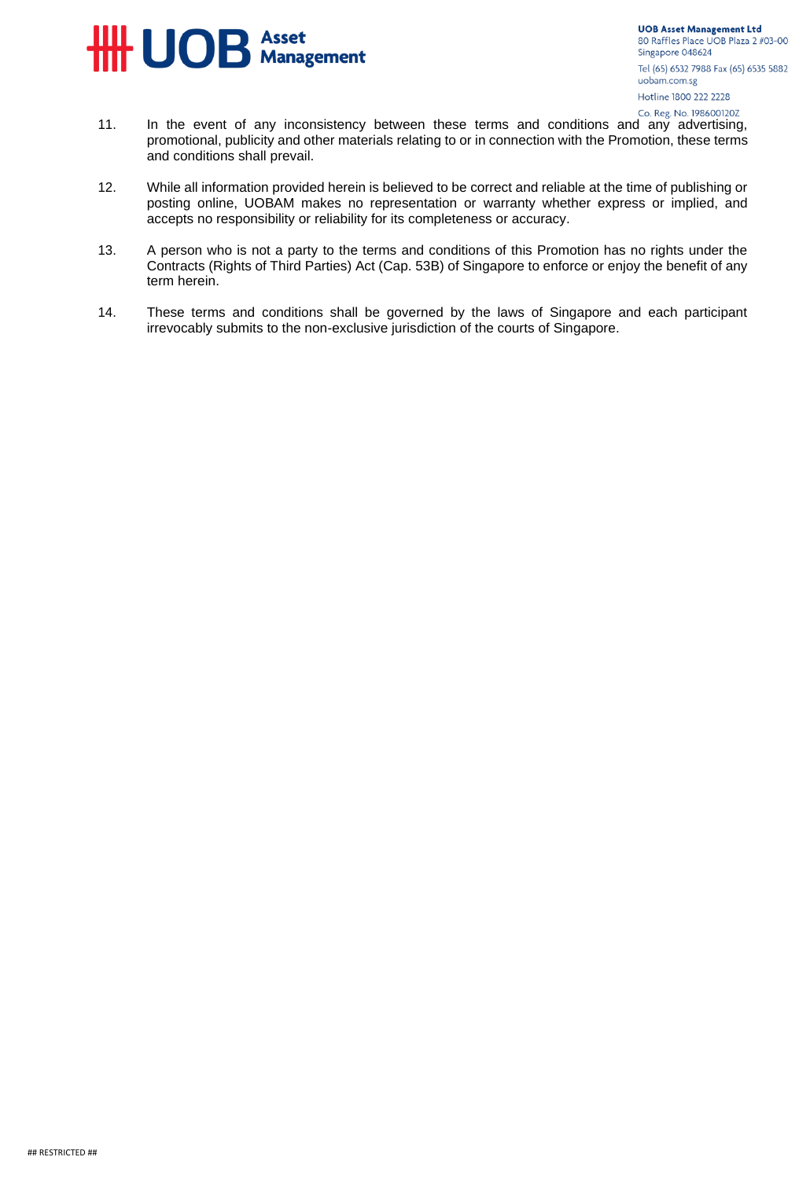11. In the event of any inconsistency between these terms and conditions and any advertising, promotional, publicity and other materials relating to or in connection with the Promotion, these terms and conditions shall prevail.

12. While all information provided herein is believed to be correct and reliable at the time of publishing or posting online, UOBAM makes no representation or warranty whether express or implied, and accepts no responsibility or reliability for its completeness or accuracy.

13. A person who is not a party to the terms and conditions of this Promotion has no rights under the Contracts (Rights of Third Parties) Act (Cap. 53B) of Singapore to enforce or enjoy the benefit of any term herein.

14. These terms and conditions shall be governed by the laws of Singapore and each participant irrevocably submits to the non-exclusive jurisdiction of the courts of Singapore.